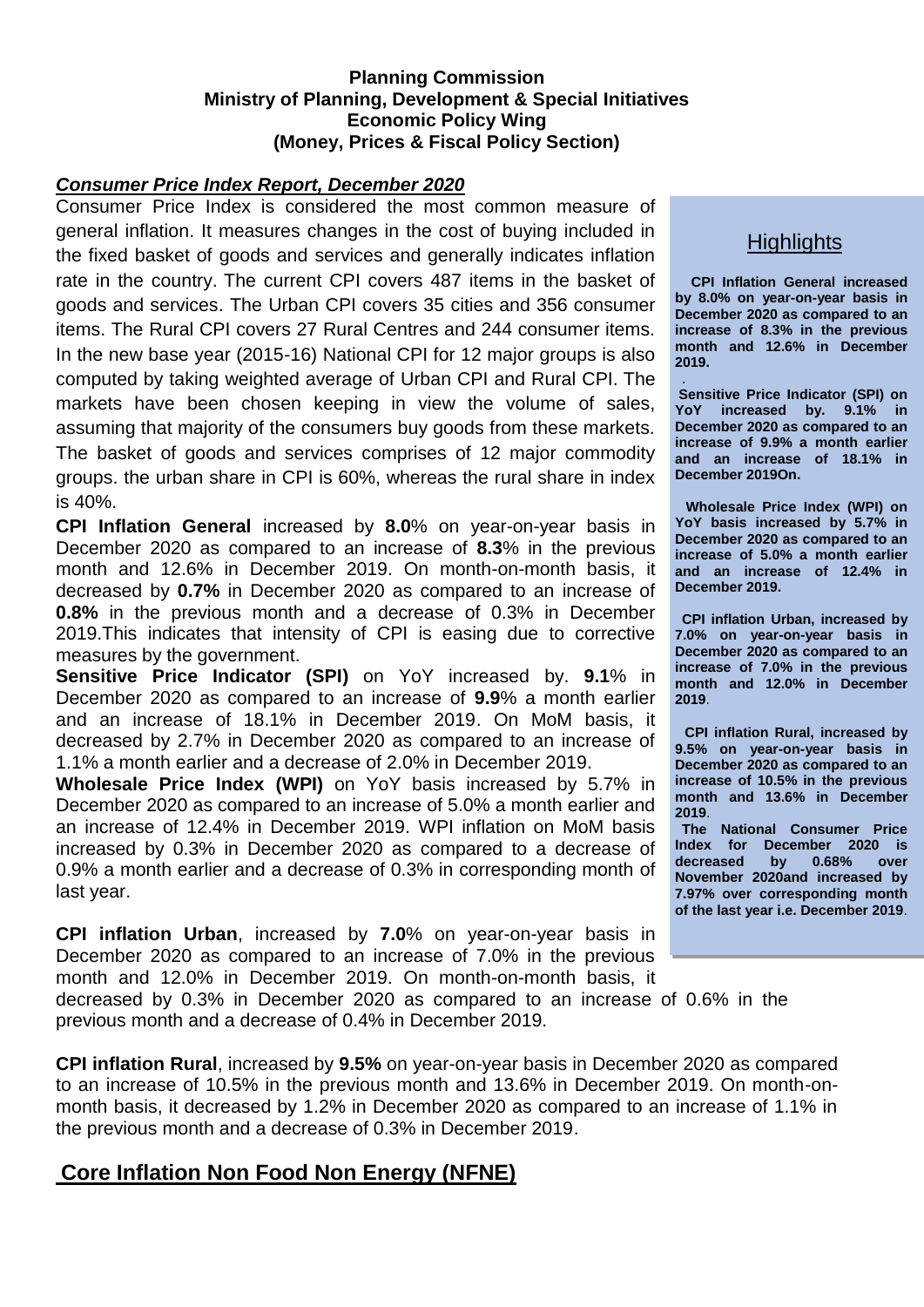**Planning Commission**
**Ministry of Planning, Development & Special Initiatives**
**Economic Policy Wing**
**(Money, Prices & Fiscal Policy Section)**

***Consumer Price Index Report, December 2020***

Consumer Price Index is considered the most common measure of general inflation. It measures changes in the cost of buying included in the fixed basket of goods and services and generally indicates inflation rate in the country. The current CPI covers 487 items in the basket of goods and services. The Urban CPI covers 35 cities and 356 consumer items. The Rural CPI covers 27 Rural Centres and 244 consumer items. In the new base year (2015-16) National CPI for 12 major groups is also computed by taking weighted average of Urban CPI and Rural CPI. The markets have been chosen keeping in view the volume of sales, assuming that majority of the consumers buy goods from these markets. The basket of goods and services comprises of 12 major commodity groups. the urban share in CPI is 60%, whereas the rural share in index is 40%.

**CPI Inflation General** increased by **8.0**% on year-on-year basis in December 2020 as compared to an increase of **8.3**% in the previous month and 12.6% in December 2019. On month-on-month basis, it decreased by **0.7%** in December 2020 as compared to an increase of **0.8%** in the previous month and a decrease of 0.3% in December 2019.This indicates that intensity of CPI is easing due to corrective measures by the government.

**Sensitive Price Indicator (SPI)** on YoY increased by. **9.1**% in December 2020 as compared to an increase of **9.9**% a month earlier and an increase of 18.1% in December 2019. On MoM basis, it decreased by 2.7% in December 2020 as compared to an increase of 1.1% a month earlier and a decrease of 2.0% in December 2019.

**Wholesale Price Index (WPI)** on YoY basis increased by 5.7% in December 2020 as compared to an increase of 5.0% a month earlier and an increase of 12.4% in December 2019. WPI inflation on MoM basis increased by 0.3% in December 2020 as compared to a decrease of 0.9% a month earlier and a decrease of 0.3% in corresponding month of last year.

**CPI inflation Urban**, increased by **7.0**% on year-on-year basis in December 2020 as compared to an increase of 7.0% in the previous month and 12.0% in December 2019. On month-on-month basis, it decreased by 0.3% in December 2020 as compared to an increase of 0.6% in the previous month and a decrease of 0.4% in December 2019.

**CPI inflation Rural**, increased by **9.5%** on year-on-year basis in December 2020 as compared to an increase of 10.5% in the previous month and 13.6% in December 2019. On month-on-month basis, it decreased by 1.2% in December 2020 as compared to an increase of 1.1% in the previous month and a decrease of 0.3% in December 2019.

## Highlights

**CPI Inflation General increased by 8.0% on year-on-year basis in December 2020 as compared to an increase of 8.3% in the previous month and 12.6% in December 2019.**

**Sensitive Price Indicator (SPI) on YoY increased by. 9.1% in December 2020 as compared to an increase of 9.9% a month earlier and an increase of 18.1% in December 2019On.**

**Wholesale Price Index (WPI) on YoY basis increased by 5.7% in December 2020 as compared to an increase of 5.0% a month earlier and an increase of 12.4% in December 2019.**

**CPI inflation Urban, increased by 7.0% on year-on-year basis in December 2020 as compared to an increase of 7.0% in the previous month and 12.0% in December 2019**.

**CPI inflation Rural, increased by 9.5% on year-on-year basis in December 2020 as compared to an increase of 10.5% in the previous month and 13.6% in December 2019**.

**The National Consumer Price Index for December 2020 is decreased by 0.68% over November 2020and increased by 7.97% over corresponding month of the last year i.e. December 2019**.

## Core Inflation Non Food Non Energy (NFNE)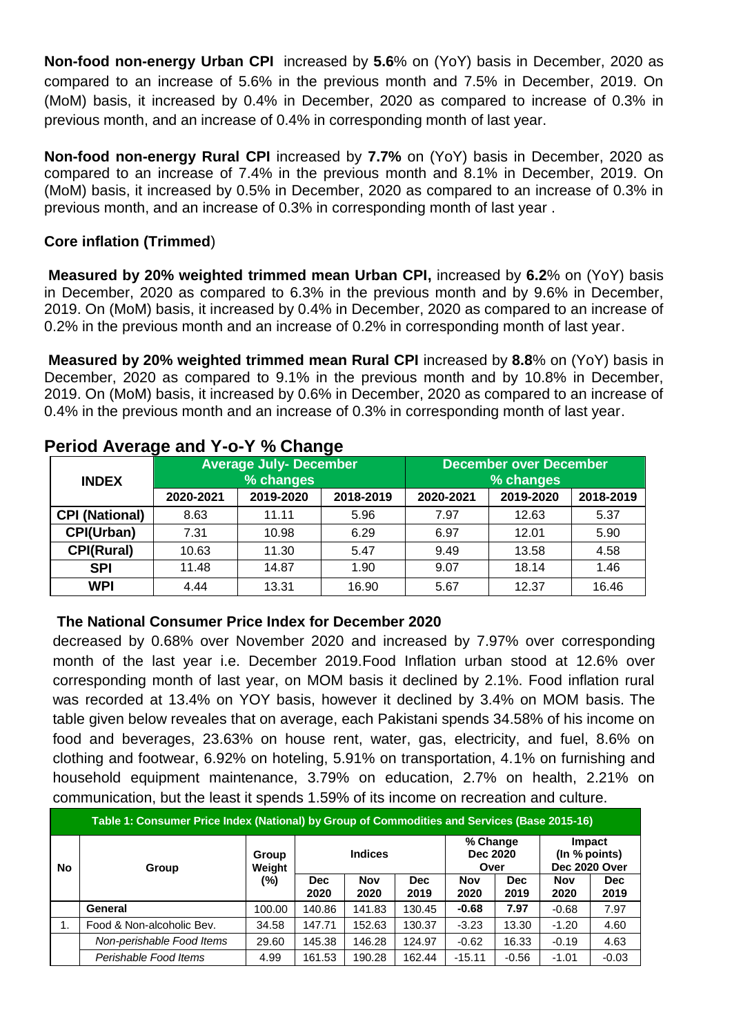**Non-food non-energy Urban CPI** increased by **5.6**% on (YoY) basis in December, 2020 as compared to an increase of 5.6% in the previous month and 7.5% in December, 2019. On (MoM) basis, it increased by 0.4% in December, 2020 as compared to increase of 0.3% in previous month, and an increase of 0.4% in corresponding month of last year.

**Non-food non-energy Rural CPI** increased by **7.7%** on (YoY) basis in December, 2020 as compared to an increase of 7.4% in the previous month and 8.1% in December, 2019. On (MoM) basis, it increased by 0.5% in December, 2020 as compared to an increase of 0.3% in previous month, and an increase of 0.3% in corresponding month of last year .

**Core inflation (Trimmed**)

**Measured by 20% weighted trimmed mean Urban CPI,** increased by **6.2**% on (YoY) basis in December, 2020 as compared to 6.3% in the previous month and by 9.6% in December, 2019. On (MoM) basis, it increased by 0.4% in December, 2020 as compared to an increase of 0.2% in the previous month and an increase of 0.2% in corresponding month of last year.

**Measured by 20% weighted trimmed mean Rural CPI** increased by **8.8**% on (YoY) basis in December, 2020 as compared to 9.1% in the previous month and by 10.8% in December, 2019. On (MoM) basis, it increased by 0.6% in December, 2020 as compared to an increase of 0.4% in the previous month and an increase of 0.3% in corresponding month of last year.

## Period Average and Y-o-Y % Change

| INDEX | Average July- December % changes | | | December over December % changes | | |
|---|---|---|---|---|---|---|
| | 2020-2021 | 2019-2020 | 2018-2019 | 2020-2021 | 2019-2020 | 2018-2019 |
| **CPI (National)** | 8.63 | 11.11 | 5.96 | 7.97 | 12.63 | 5.37 |
| **CPI(Urban)** | 7.31 | 10.98 | 6.29 | 6.97 | 12.01 | 5.90 |
| **CPI(Rural)** | 10.63 | 11.30 | 5.47 | 9.49 | 13.58 | 4.58 |
| **SPI** | 11.48 | 14.87 | 1.90 | 9.07 | 18.14 | 1.46 |
| **WPI** | 4.44 | 13.31 | 16.90 | 5.67 | 12.37 | 16.46 |

### The National Consumer Price Index for December 2020

decreased by 0.68% over November 2020 and increased by 7.97% over corresponding month of the last year i.e. December 2019.Food Inflation urban stood at 12.6% over corresponding month of last year, on MOM basis it declined by 2.1%. Food inflation rural was recorded at 13.4% on YOY basis, however it declined by 3.4% on MOM basis. The table given below reveales that on average, each Pakistani spends 34.58% of his income on food and beverages, 23.63% on house rent, water, gas, electricity, and fuel, 8.6% on clothing and footwear, 6.92% on hoteling, 5.91% on transportation, 4.1% on furnishing and household equipment maintenance, 3.79% on education, 2.7% on health, 2.21% on communication, but the least it spends 1.59% of its income on recreation and culture.

**Table 1: Consumer Price Index (National) by Group of Commodities and Services (Base 2015-16)**

| No | Group | Group Weight (%) | Indices | | | % Change Dec 2020 Over | | Impact (In % points) Dec 2020 Over | |
|---|---|---|---|---|---|---|---|---|---|
| | | | Dec 2020 | Nov 2020 | Dec 2019 | Nov 2020 | Dec 2019 | Nov 2020 | Dec 2019 |
| | **General** | 100.00 | 140.86 | 141.83 | 130.45 | **-0.68** | **7.97** | -0.68 | 7.97 |
| 1. | Food & Non-alcoholic Bev. | 34.58 | 147.71 | 152.63 | 130.37 | -3.23 | 13.30 | -1.20 | 4.60 |
| | *Non-perishable Food Items* | 29.60 | 145.38 | 146.28 | 124.97 | -0.62 | 16.33 | -0.19 | 4.63 |
| | *Perishable Food Items* | 4.99 | 161.53 | 190.28 | 162.44 | -15.11 | -0.56 | -1.01 | -0.03 |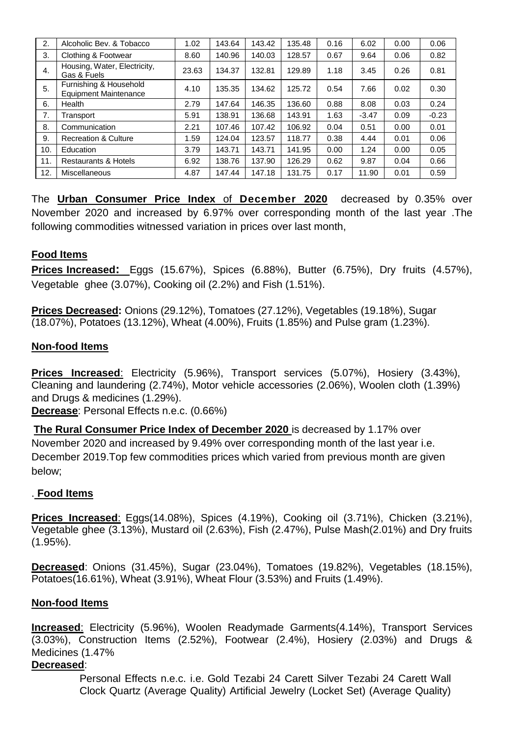| 2. | Alcoholic Bev. & Tobacco | 1.02 | 143.64 | 143.42 | 135.48 | 0.16 | 6.02 | 0.00 | 0.06 |
|---|---|---|---|---|---|---|---|---|---|
| 3. | Clothing & Footwear | 8.60 | 140.96 | 140.03 | 128.57 | 0.67 | 9.64 | 0.06 | 0.82 |
| 4. | Housing, Water, Electricity, Gas & Fuels | 23.63 | 134.37 | 132.81 | 129.89 | 1.18 | 3.45 | 0.26 | 0.81 |
| 5. | Furnishing & Household Equipment Maintenance | 4.10 | 135.35 | 134.62 | 125.72 | 0.54 | 7.66 | 0.02 | 0.30 |
| 6. | Health | 2.79 | 147.64 | 146.35 | 136.60 | 0.88 | 8.08 | 0.03 | 0.24 |
| 7. | Transport | 5.91 | 138.91 | 136.68 | 143.91 | 1.63 | -3.47 | 0.09 | -0.23 |
| 8. | Communication | 2.21 | 107.46 | 107.42 | 106.92 | 0.04 | 0.51 | 0.00 | 0.01 |
| 9. | Recreation & Culture | 1.59 | 124.04 | 123.57 | 118.77 | 0.38 | 4.44 | 0.01 | 0.06 |
| 10. | Education | 3.79 | 143.71 | 143.71 | 141.95 | 0.00 | 1.24 | 0.00 | 0.05 |
| 11. | Restaurants & Hotels | 6.92 | 138.76 | 137.90 | 126.29 | 0.62 | 9.87 | 0.04 | 0.66 |
| 12. | Miscellaneous | 4.87 | 147.44 | 147.18 | 131.75 | 0.17 | 11.90 | 0.01 | 0.59 |

The **Urban Consumer Price Index** of **December 2020** decreased by 0.35% over November 2020 and increased by 6.97% over corresponding month of the last year .The following commodities witnessed variation in prices over last month,

**Food Items**

**Prices Increased:** Eggs (15.67%), Spices (6.88%), Butter (6.75%), Dry fruits (4.57%), Vegetable ghee (3.07%), Cooking oil (2.2%) and Fish (1.51%).

**Prices Decreased:** Onions (29.12%), Tomatoes (27.12%), Vegetables (19.18%), Sugar (18.07%), Potatoes (13.12%), Wheat (4.00%), Fruits (1.85%) and Pulse gram (1.23%).

**Non-food Items**

**Prices Increased**: Electricity (5.96%), Transport services (5.07%), Hosiery (3.43%), Cleaning and laundering (2.74%), Motor vehicle accessories (2.06%), Woolen cloth (1.39%) and Drugs & medicines (1.29%).

**Decrease**: Personal Effects n.e.c. (0.66%)

**The Rural Consumer Price Index of December 2020** is decreased by 1.17% over November 2020 and increased by 9.49% over corresponding month of the last year i.e. December 2019.Top few commodities prices which varied from previous month are given below;

. **Food Items**

**Prices Increased**: Eggs(14.08%), Spices (4.19%), Cooking oil (3.71%), Chicken (3.21%), Vegetable ghee (3.13%), Mustard oil (2.63%), Fish (2.47%), Pulse Mash(2.01%) and Dry fruits (1.95%).

**Decreased**: Onions (31.45%), Sugar (23.04%), Tomatoes (19.82%), Vegetables (18.15%), Potatoes(16.61%), Wheat (3.91%), Wheat Flour (3.53%) and Fruits (1.49%).

**Non-food Items**

**Increased**: Electricity (5.96%), Woolen Readymade Garments(4.14%), Transport Services (3.03%), Construction Items (2.52%), Footwear (2.4%), Hosiery (2.03%) and Drugs & Medicines (1.47%

**Decreased**:

Personal Effects n.e.c. i.e. Gold Tezabi 24 Carett Silver Tezabi 24 Carett Wall Clock Quartz (Average Quality) Artificial Jewelry (Locket Set) (Average Quality)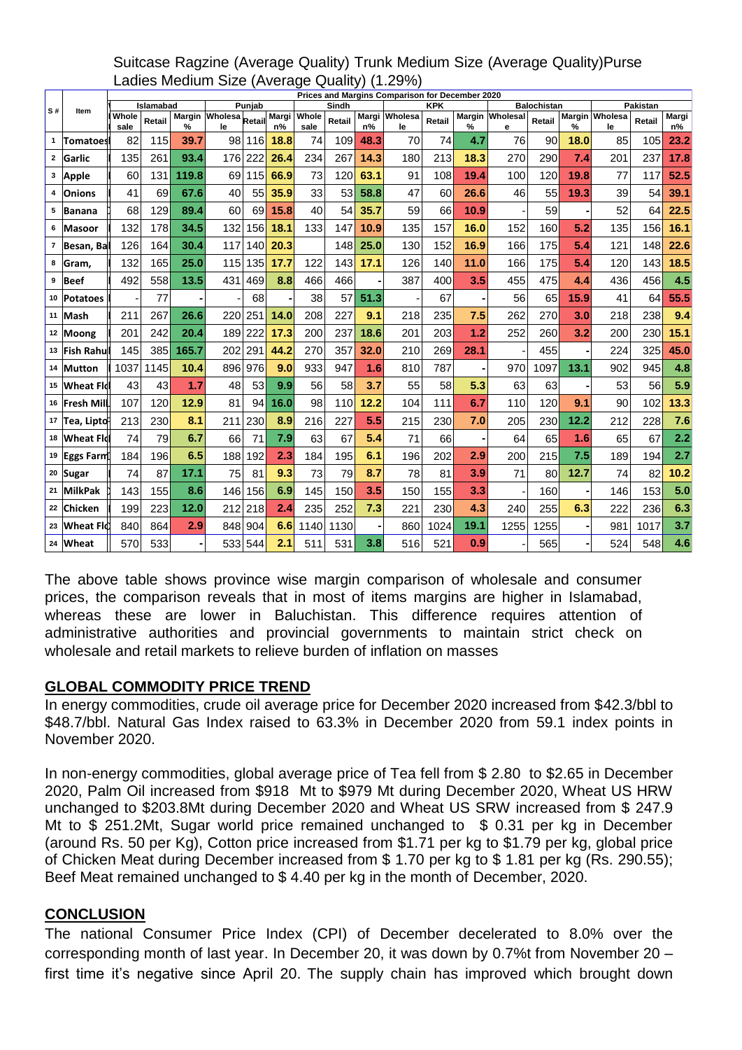Suitcase Ragzine (Average Quality) Trunk Medium Size (Average Quality)Purse Ladies Medium Size (Average Quality) (1.29%)

| S# | Item | Prices and Margins Comparison for December 2020 | | | | | | | | | | | | | | | | | |
|---|---|---|---|---|---|---|---|---|---|---|---|---|---|---|---|---|---|---|---|
| | | Islamabad | | | Punjab | | | Sindh | | | KPK | | | Balochistan | | | Pakistan | | |
| | | Whole sale | Retail | Margin % | Wholesale | Retail | Margin% | Whole sale | Retail | Margin% | Wholesale | Retail | Margin % | Wholesale | Retail | Margin % | Wholesale | Retail | Margin% |
| 1 | Tomatoes | 82 | 115 | 39.7 | 98 | 116 | 18.8 | 74 | 109 | 48.3 | 70 | 74 | 4.7 | 76 | 90 | 18.0 | 85 | 105 | 23.2 |
| 2 | Garlic | 135 | 261 | 93.4 | 176 | 222 | 26.4 | 234 | 267 | 14.3 | 180 | 213 | 18.3 | 270 | 290 | 7.4 | 201 | 237 | 17.8 |
| 3 | Apple | 60 | 131 | 119.8 | 69 | 115 | 66.9 | 73 | 120 | 63.1 | 91 | 108 | 19.4 | 100 | 120 | 19.8 | 77 | 117 | 52.5 |
| 4 | Onions | 41 | 69 | 67.6 | 40 | 55 | 35.9 | 33 | 53 | 58.8 | 47 | 60 | 26.6 | 46 | 55 | 19.3 | 39 | 54 | 39.1 |
| 5 | Banana | 68 | 129 | 89.4 | 60 | 69 | 15.8 | 40 | 54 | 35.7 | 59 | 66 | 10.9 | - | 59 | - | 52 | 64 | 22.5 |
| 6 | Masoor | 132 | 178 | 34.5 | 132 | 156 | 18.1 | 133 | 147 | 10.9 | 135 | 157 | 16.0 | 152 | 160 | 5.2 | 135 | 156 | 16.1 |
| 7 | Besan, Ba | 126 | 164 | 30.4 | 117 | 140 | 20.3 | | 148 | 25.0 | 130 | 152 | 16.9 | 166 | 175 | 5.4 | 121 | 148 | 22.6 |
| 8 | Gram, | 132 | 165 | 25.0 | 115 | 135 | 17.7 | 122 | 143 | 17.1 | 126 | 140 | 11.0 | 166 | 175 | 5.4 | 120 | 143 | 18.5 |
| 9 | Beef | 492 | 558 | 13.5 | 431 | 469 | 8.8 | 466 | 466 | - | 387 | 400 | 3.5 | 455 | 475 | 4.4 | 436 | 456 | 4.5 |
| 10 | Potatoes | - | 77 | - | - | 68 | - | 38 | 57 | 51.3 | - | 67 | - | 56 | 65 | 15.9 | 41 | 64 | 55.5 |
| 11 | Mash | 211 | 267 | 26.6 | 220 | 251 | 14.0 | 208 | 227 | 9.1 | 218 | 235 | 7.5 | 262 | 270 | 3.0 | 218 | 238 | 9.4 |
| 12 | Moong | 201 | 242 | 20.4 | 189 | 222 | 17.3 | 200 | 237 | 18.6 | 201 | 203 | 1.2 | 252 | 260 | 3.2 | 200 | 230 | 15.1 |
| 13 | Fish Rahu | 145 | 385 | 165.7 | 202 | 291 | 44.2 | 270 | 357 | 32.0 | 210 | 269 | 28.1 | - | 455 | - | 224 | 325 | 45.0 |
| 14 | Mutton | 1037 | 1145 | 10.4 | 896 | 976 | 9.0 | 933 | 947 | 1.6 | 810 | 787 | - | 970 | 1097 | 13.1 | 902 | 945 | 4.8 |
| 15 | Wheat Flo | 43 | 43 | 1.7 | 48 | 53 | 9.9 | 56 | 58 | 3.7 | 55 | 58 | 5.3 | 63 | 63 | - | 53 | 56 | 5.9 |
| 16 | Fresh Mil | 107 | 120 | 12.9 | 81 | 94 | 16.0 | 98 | 110 | 12.2 | 104 | 111 | 6.7 | 110 | 120 | 9.1 | 90 | 102 | 13.3 |
| 17 | Tea, Lipto | 213 | 230 | 8.1 | 211 | 230 | 8.9 | 216 | 227 | 5.5 | 215 | 230 | 7.0 | 205 | 230 | 12.2 | 212 | 228 | 7.6 |
| 18 | Wheat Flo | 74 | 79 | 6.7 | 66 | 71 | 7.9 | 63 | 67 | 5.4 | 71 | 66 | - | 64 | 65 | 1.6 | 65 | 67 | 2.2 |
| 19 | Eggs Farm | 184 | 196 | 6.5 | 188 | 192 | 2.3 | 184 | 195 | 6.1 | 196 | 202 | 2.9 | 200 | 215 | 7.5 | 189 | 194 | 2.7 |
| 20 | Sugar | 74 | 87 | 17.1 | 75 | 81 | 9.3 | 73 | 79 | 8.7 | 78 | 81 | 3.9 | 71 | 80 | 12.7 | 74 | 82 | 10.2 |
| 21 | MilkPak | 143 | 155 | 8.6 | 146 | 156 | 6.9 | 145 | 150 | 3.5 | 150 | 155 | 3.3 | - | 160 | - | 146 | 153 | 5.0 |
| 22 | Chicken | 199 | 223 | 12.0 | 212 | 218 | 2.4 | 235 | 252 | 7.3 | 221 | 230 | 4.3 | 240 | 255 | 6.3 | 222 | 236 | 6.3 |
| 23 | Wheat Flo | 840 | 864 | 2.9 | 848 | 904 | 6.6 | 1140 | 1130 | - | 860 | 1024 | 19.1 | 1255 | 1255 | - | 981 | 1017 | 3.7 |
| 24 | Wheat | 570 | 533 | - | 533 | 544 | 2.1 | 511 | 531 | 3.8 | 516 | 521 | 0.9 | - | 565 | - | 524 | 548 | 4.6 |

The above table shows province wise margin comparison of wholesale and consumer prices, the comparison reveals that in most of items margins are higher in Islamabad, whereas these are lower in Baluchistan. This difference requires attention of administrative authorities and provincial governments to maintain strict check on wholesale and retail markets to relieve burden of inflation on masses

## GLOBAL COMMODITY PRICE TREND

In energy commodities, crude oil average price for December 2020 increased from $42.3/bbl to $48.7/bbl. Natural Gas Index raised to 63.3% in December 2020 from 59.1 index points in November 2020.

In non-energy commodities, global average price of Tea fell from $ 2.80 to $2.65 in December 2020, Palm Oil increased from $918 Mt to $979 Mt during December 2020, Wheat US HRW unchanged to $203.8Mt during December 2020 and Wheat US SRW increased from $ 247.9 Mt to $ 251.2Mt, Sugar world price remained unchanged to $ 0.31 per kg in December (around Rs. 50 per Kg), Cotton price increased from $1.71 per kg to $1.79 per kg, global price of Chicken Meat during December increased from $ 1.70 per kg to $ 1.81 per kg (Rs. 290.55); Beef Meat remained unchanged to $ 4.40 per kg in the month of December, 2020.

## CONCLUSION

The national Consumer Price Index (CPI) of December decelerated to 8.0% over the corresponding month of last year. In December 20, it was down by 0.7%t from November 20 – first time it's negative since April 20. The supply chain has improved which brought down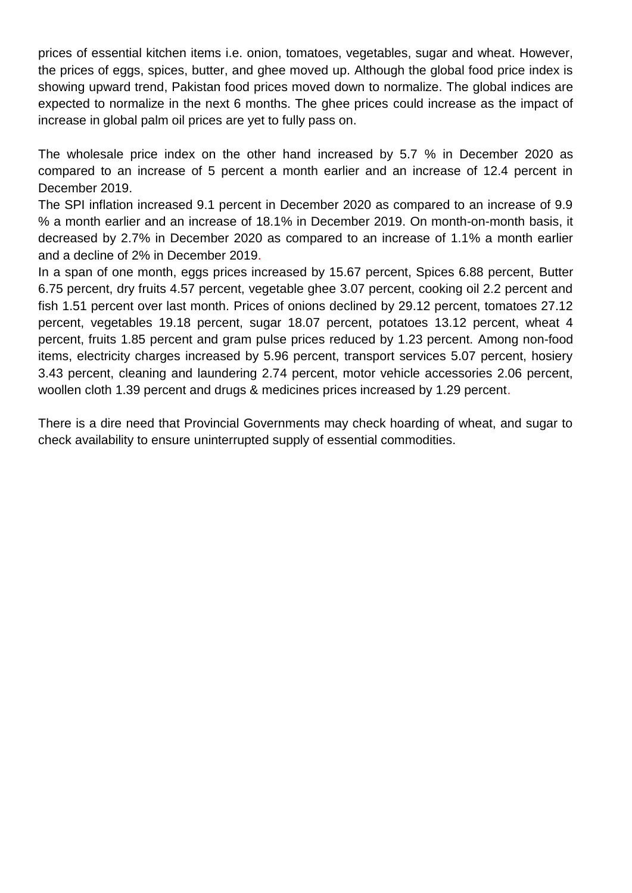prices of essential kitchen items i.e. onion, tomatoes, vegetables, sugar and wheat. However, the prices of eggs, spices, butter, and ghee moved up. Although the global food price index is showing upward trend, Pakistan food prices moved down to normalize. The global indices are expected to normalize in the next 6 months. The ghee prices could increase as the impact of increase in global palm oil prices are yet to fully pass on.

The wholesale price index on the other hand increased by 5.7 % in December 2020 as compared to an increase of 5 percent a month earlier and an increase of 12.4 percent in December 2019.

The SPI inflation increased 9.1 percent in December 2020 as compared to an increase of 9.9 % a month earlier and an increase of 18.1% in December 2019. On month-on-month basis, it decreased by 2.7% in December 2020 as compared to an increase of 1.1% a month earlier and a decline of 2% in December 2019.

In a span of one month, eggs prices increased by 15.67 percent, Spices 6.88 percent, Butter 6.75 percent, dry fruits 4.57 percent, vegetable ghee 3.07 percent, cooking oil 2.2 percent and fish 1.51 percent over last month. Prices of onions declined by 29.12 percent, tomatoes 27.12 percent, vegetables 19.18 percent, sugar 18.07 percent, potatoes 13.12 percent, wheat 4 percent, fruits 1.85 percent and gram pulse prices reduced by 1.23 percent. Among non-food items, electricity charges increased by 5.96 percent, transport services 5.07 percent, hosiery 3.43 percent, cleaning and laundering 2.74 percent, motor vehicle accessories 2.06 percent, woollen cloth 1.39 percent and drugs & medicines prices increased by 1.29 percent.

There is a dire need that Provincial Governments may check hoarding of wheat, and sugar to check availability to ensure uninterrupted supply of essential commodities.